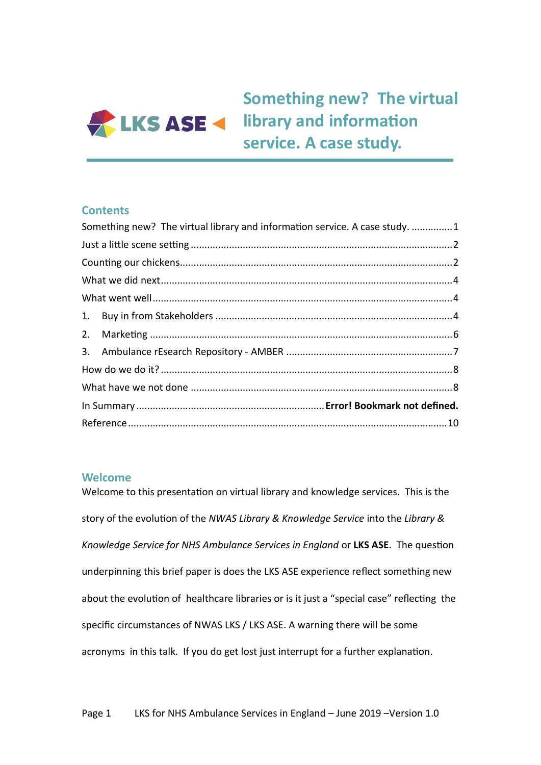LKS ASE

# Something new? The virtual library and information service. A case study.

## Contents

Something new? The virtual library and information service. A case study. ...............1
Just a little scene setting ...............2
Counting our chickens...............2
What we did next...............4
What went well...............4
1. Buy in from Stakeholders ...............4
2. Marketing ...............6
3. Ambulance rEsearch Repository - AMBER ...............7
How do we do it? ...............8
What have we not done ...............8
In Summary ............... **Error! Bookmark not defined.**
Reference...............10

## Welcome

Welcome to this presentation on virtual library and knowledge services. This is the story of the evolution of the *NWAS Library & Knowledge Service* into the *Library & Knowledge Service for NHS Ambulance Services in England* or **LKS ASE**. The question underpinning this brief paper is does the LKS ASE experience reflect something new about the evolution of healthcare libraries or is it just a "special case" reflecting the specific circumstances of NWAS LKS / LKS ASE. A warning there will be some acronyms in this talk. If you do get lost just interrupt for a further explanation.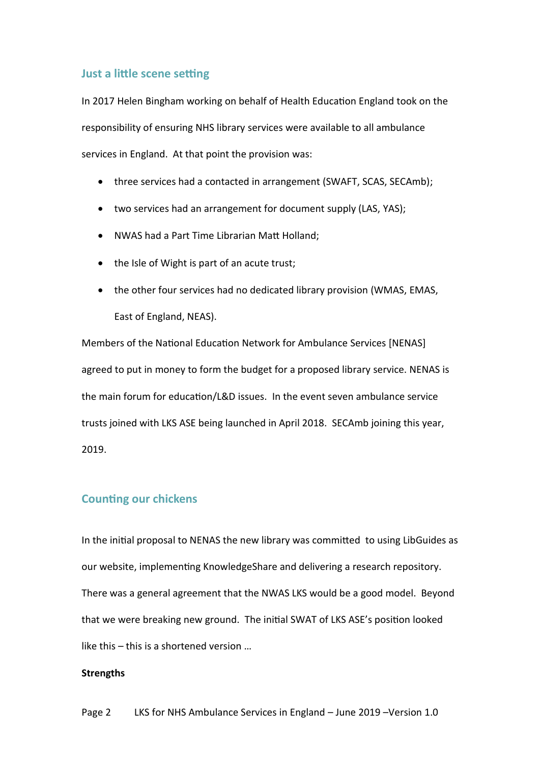## Just a little scene setting

In 2017 Helen Bingham working on behalf of Health Education England took on the responsibility of ensuring NHS library services were available to all ambulance services in England. At that point the provision was:

- three services had a contacted in arrangement (SWAFT, SCAS, SECAmb);
- two services had an arrangement for document supply (LAS, YAS);
- NWAS had a Part Time Librarian Matt Holland;
- the Isle of Wight is part of an acute trust;
- the other four services had no dedicated library provision (WMAS, EMAS, East of England, NEAS).

Members of the National Education Network for Ambulance Services [NENAS] agreed to put in money to form the budget for a proposed library service. NENAS is the main forum for education/L&D issues. In the event seven ambulance service trusts joined with LKS ASE being launched in April 2018. SECAmb joining this year, 2019.

## Counting our chickens

In the initial proposal to NENAS the new library was committed to using LibGuides as our website, implementing KnowledgeShare and delivering a research repository. There was a general agreement that the NWAS LKS would be a good model. Beyond that we were breaking new ground. The initial SWAT of LKS ASE's position looked like this – this is a shortened version …

**Strengths**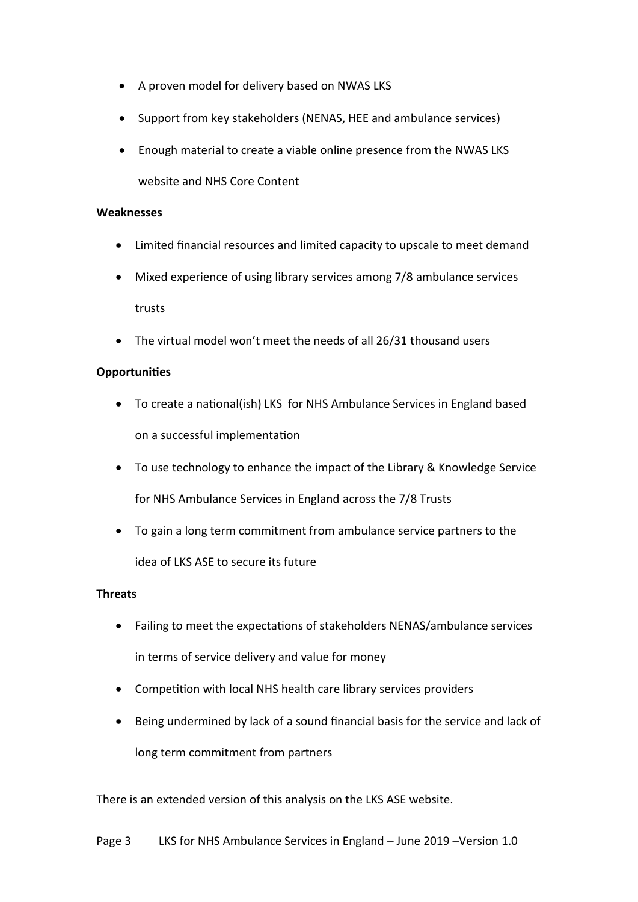- A proven model for delivery based on NWAS LKS
- Support from key stakeholders (NENAS, HEE and ambulance services)
- Enough material to create a viable online presence from the NWAS LKS website and NHS Core Content

**Weaknesses**

- Limited financial resources and limited capacity to upscale to meet demand
- Mixed experience of using library services among 7/8 ambulance services trusts
- The virtual model won't meet the needs of all 26/31 thousand users

**Opportunities**

- To create a national(ish) LKS for NHS Ambulance Services in England based on a successful implementation
- To use technology to enhance the impact of the Library & Knowledge Service for NHS Ambulance Services in England across the 7/8 Trusts
- To gain a long term commitment from ambulance service partners to the idea of LKS ASE to secure its future

**Threats**

- Failing to meet the expectations of stakeholders NENAS/ambulance services in terms of service delivery and value for money
- Competition with local NHS health care library services providers
- Being undermined by lack of a sound financial basis for the service and lack of long term commitment from partners

There is an extended version of this analysis on the LKS ASE website.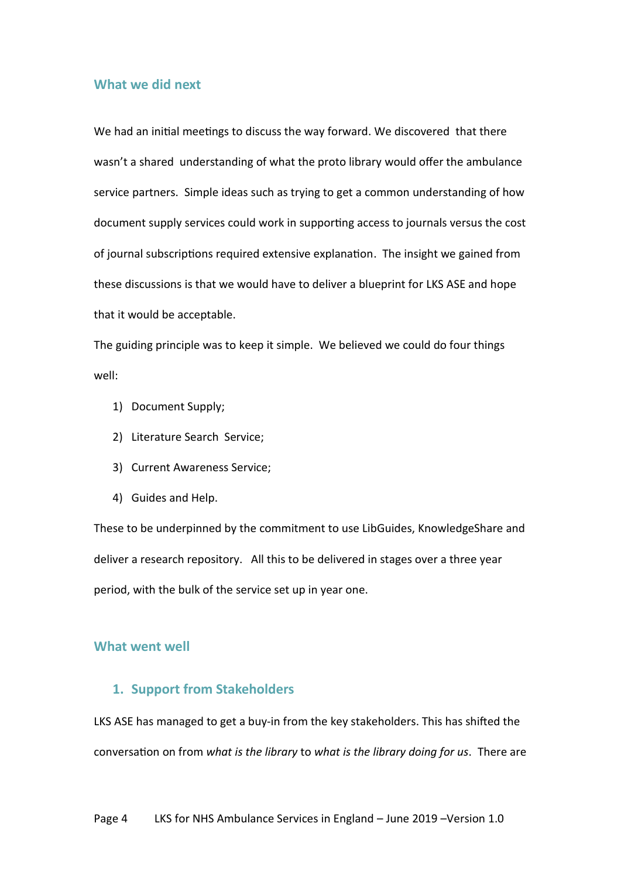## What we did next

We had an initial meetings to discuss the way forward. We discovered that there wasn't a shared understanding of what the proto library would offer the ambulance service partners. Simple ideas such as trying to get a common understanding of how document supply services could work in supporting access to journals versus the cost of journal subscriptions required extensive explanation. The insight we gained from these discussions is that we would have to deliver a blueprint for LKS ASE and hope that it would be acceptable.

The guiding principle was to keep it simple. We believed we could do four things well:

1) Document Supply;
2) Literature Search Service;
3) Current Awareness Service;
4) Guides and Help.

These to be underpinned by the commitment to use LibGuides, KnowledgeShare and deliver a research repository. All this to be delivered in stages over a three year period, with the bulk of the service set up in year one.

## What went well

### 1. Support from Stakeholders

LKS ASE has managed to get a buy-in from the key stakeholders. This has shifted the conversation on from *what is the library* to *what is the library doing for us*. There are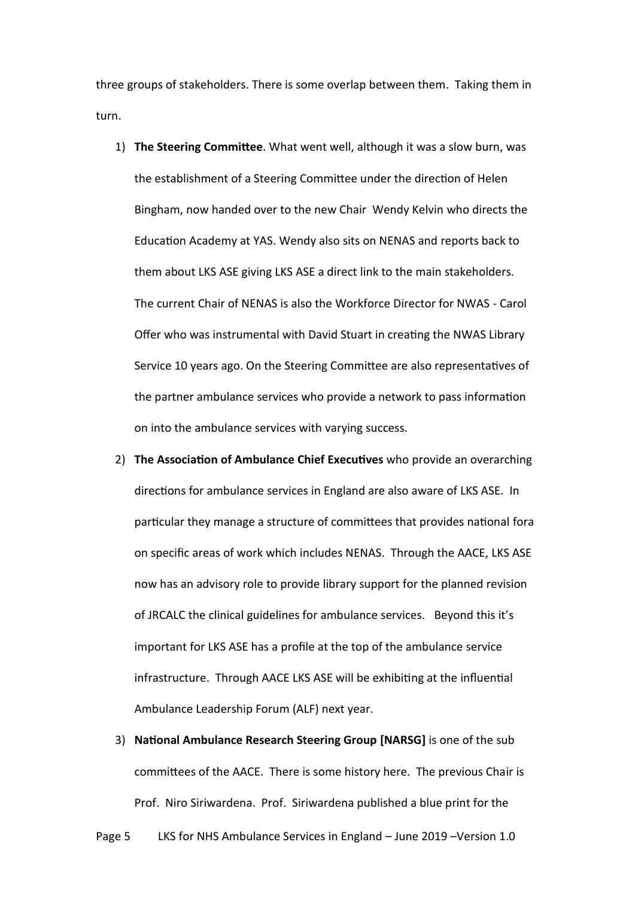three groups of stakeholders. There is some overlap between them. Taking them in turn.

1) **The Steering Committee**. What went well, although it was a slow burn, was the establishment of a Steering Committee under the direction of Helen Bingham, now handed over to the new Chair Wendy Kelvin who directs the Education Academy at YAS. Wendy also sits on NENAS and reports back to them about LKS ASE giving LKS ASE a direct link to the main stakeholders. The current Chair of NENAS is also the Workforce Director for NWAS - Carol Offer who was instrumental with David Stuart in creating the NWAS Library Service 10 years ago. On the Steering Committee are also representatives of the partner ambulance services who provide a network to pass information on into the ambulance services with varying success.
2) **The Association of Ambulance Chief Executives** who provide an overarching directions for ambulance services in England are also aware of LKS ASE. In particular they manage a structure of committees that provides national fora on specific areas of work which includes NENAS. Through the AACE, LKS ASE now has an advisory role to provide library support for the planned revision of JRCALC the clinical guidelines for ambulance services. Beyond this it's important for LKS ASE has a profile at the top of the ambulance service infrastructure. Through AACE LKS ASE will be exhibiting at the influential Ambulance Leadership Forum (ALF) next year.
3) **National Ambulance Research Steering Group [NARSG]** is one of the sub committees of the AACE. There is some history here. The previous Chair is Prof. Niro Siriwardena. Prof. Siriwardena published a blue print for the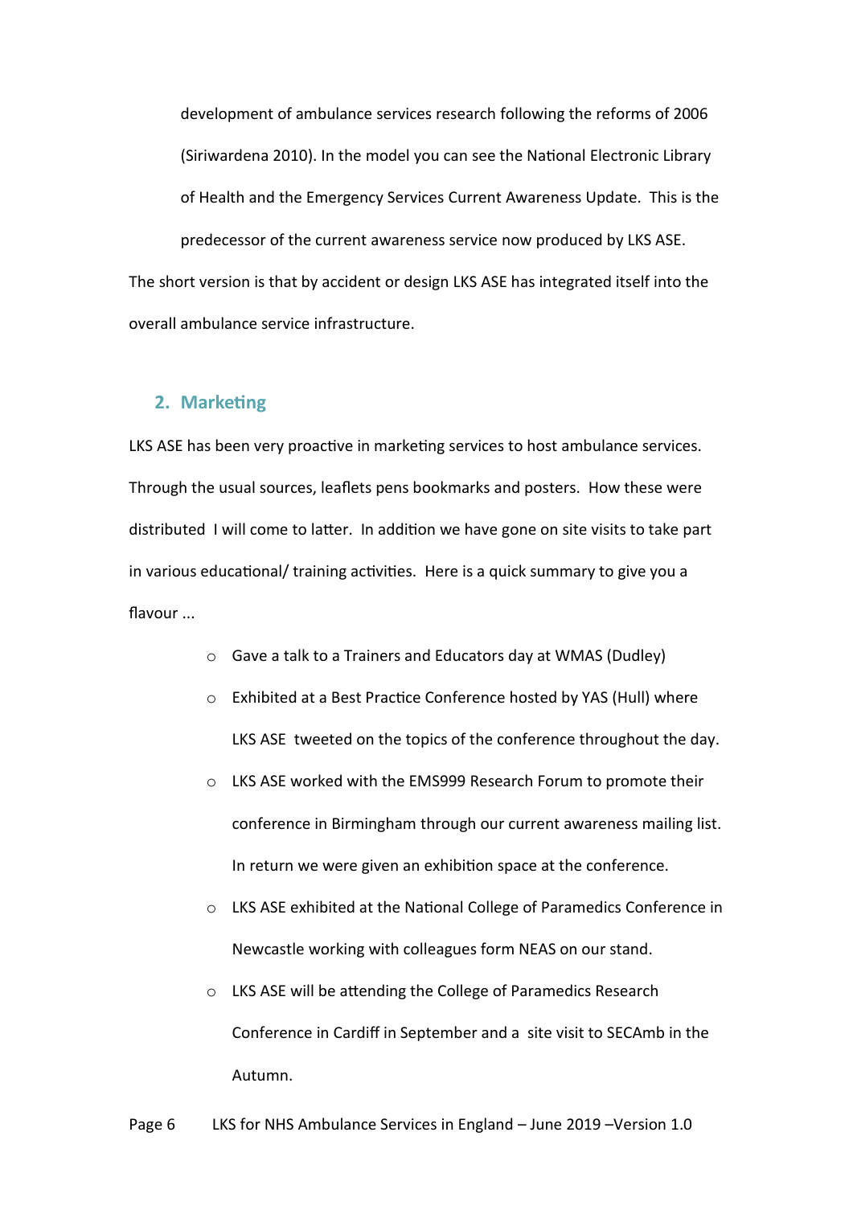development of ambulance services research following the reforms of 2006 (Siriwardena 2010). In the model you can see the National Electronic Library of Health and the Emergency Services Current Awareness Update. This is the predecessor of the current awareness service now produced by LKS ASE.

The short version is that by accident or design LKS ASE has integrated itself into the overall ambulance service infrastructure.

## 2. Marketing

LKS ASE has been very proactive in marketing services to host ambulance services. Through the usual sources, leaflets pens bookmarks and posters. How these were distributed I will come to latter. In addition we have gone on site visits to take part in various educational/ training activities. Here is a quick summary to give you a flavour ...

- Gave a talk to a Trainers and Educators day at WMAS (Dudley)
- Exhibited at a Best Practice Conference hosted by YAS (Hull) where LKS ASE tweeted on the topics of the conference throughout the day.
- LKS ASE worked with the EMS999 Research Forum to promote their conference in Birmingham through our current awareness mailing list. In return we were given an exhibition space at the conference.
- LKS ASE exhibited at the National College of Paramedics Conference in Newcastle working with colleagues form NEAS on our stand.
- LKS ASE will be attending the College of Paramedics Research Conference in Cardiff in September and a site visit to SECAmb in the Autumn.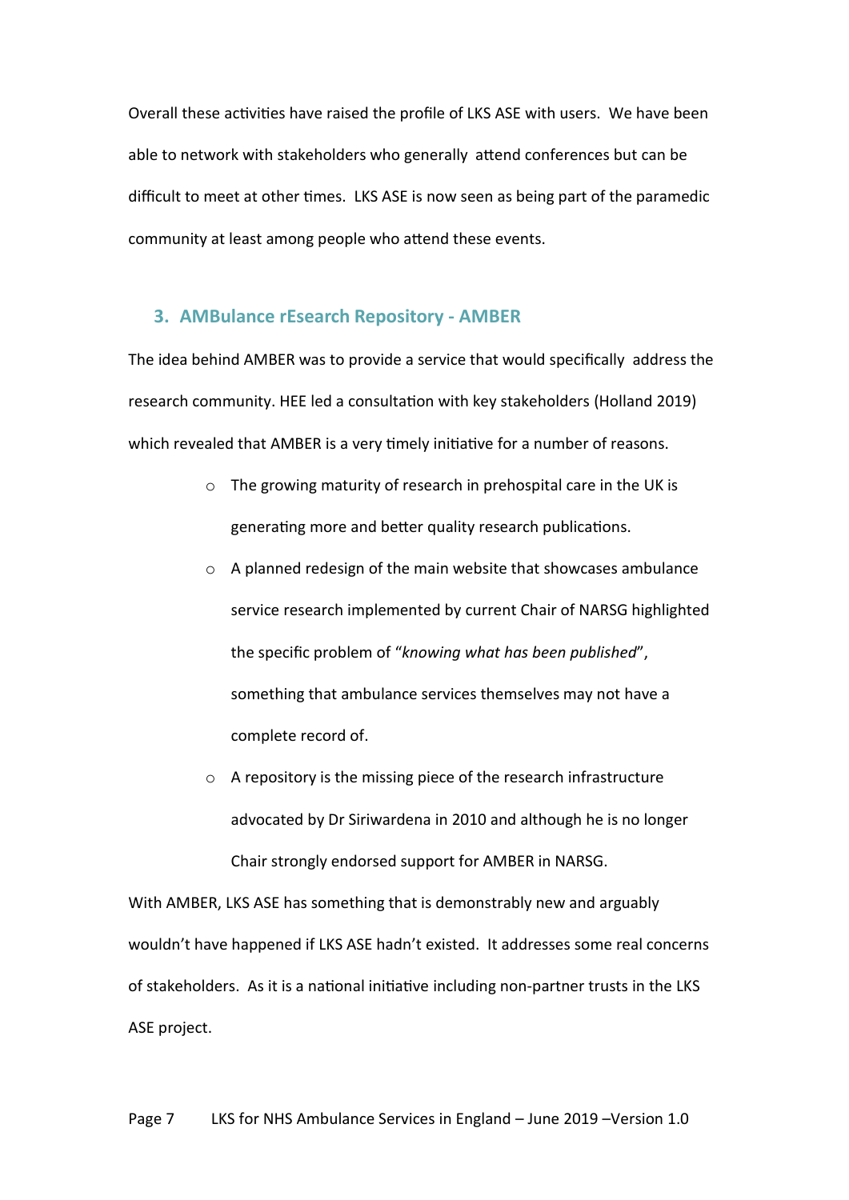Overall these activities have raised the profile of LKS ASE with users. We have been able to network with stakeholders who generally attend conferences but can be difficult to meet at other times. LKS ASE is now seen as being part of the paramedic community at least among people who attend these events.

## 3. AMBulance rEsearch Repository - AMBER

The idea behind AMBER was to provide a service that would specifically address the research community. HEE led a consultation with key stakeholders (Holland 2019) which revealed that AMBER is a very timely initiative for a number of reasons.

- The growing maturity of research in prehospital care in the UK is generating more and better quality research publications.
- A planned redesign of the main website that showcases ambulance service research implemented by current Chair of NARSG highlighted the specific problem of "*knowing what has been published*", something that ambulance services themselves may not have a complete record of.
- A repository is the missing piece of the research infrastructure advocated by Dr Siriwardena in 2010 and although he is no longer Chair strongly endorsed support for AMBER in NARSG.

With AMBER, LKS ASE has something that is demonstrably new and arguably wouldn't have happened if LKS ASE hadn't existed. It addresses some real concerns of stakeholders. As it is a national initiative including non-partner trusts in the LKS ASE project.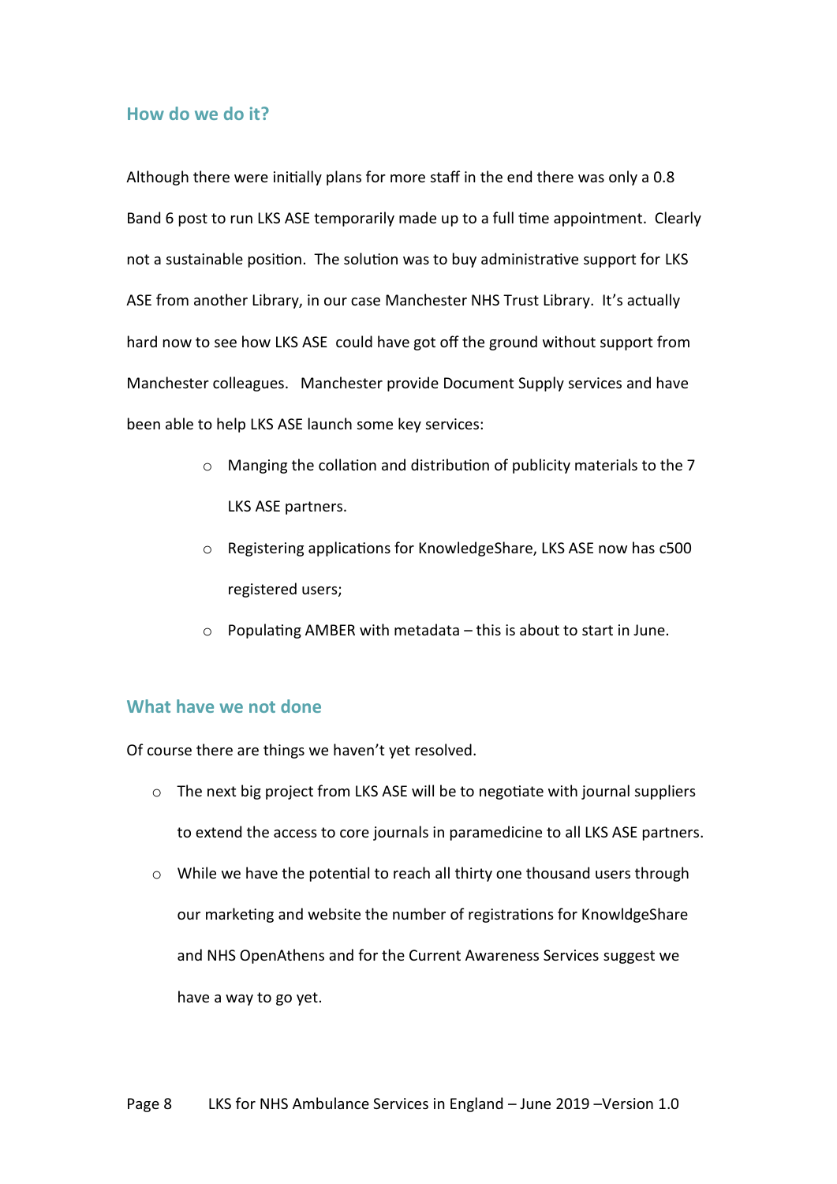## How do we do it?

Although there were initially plans for more staff in the end there was only a 0.8 Band 6 post to run LKS ASE temporarily made up to a full time appointment. Clearly not a sustainable position. The solution was to buy administrative support for LKS ASE from another Library, in our case Manchester NHS Trust Library. It's actually hard now to see how LKS ASE could have got off the ground without support from Manchester colleagues. Manchester provide Document Supply services and have been able to help LKS ASE launch some key services:

- Manging the collation and distribution of publicity materials to the 7 LKS ASE partners.
- Registering applications for KnowledgeShare, LKS ASE now has c500 registered users;
- Populating AMBER with metadata – this is about to start in June.

## What have we not done

Of course there are things we haven't yet resolved.

- The next big project from LKS ASE will be to negotiate with journal suppliers to extend the access to core journals in paramedicine to all LKS ASE partners.
- While we have the potential to reach all thirty one thousand users through our marketing and website the number of registrations for KnowldgeShare and NHS OpenAthens and for the Current Awareness Services suggest we have a way to go yet.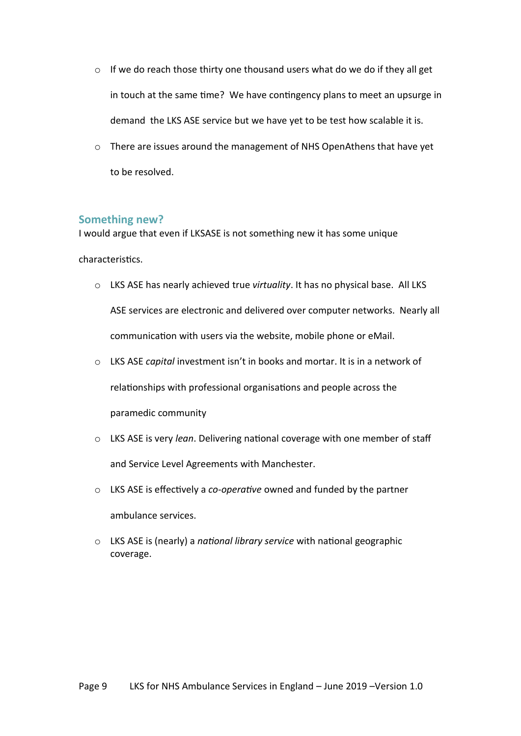- If we do reach those thirty one thousand users what do we do if they all get in touch at the same time? We have contingency plans to meet an upsurge in demand the LKS ASE service but we have yet to be test how scalable it is.
- There are issues around the management of NHS OpenAthens that have yet to be resolved.

## Something new?

I would argue that even if LKSASE is not something new it has some unique characteristics.

- LKS ASE has nearly achieved true *virtuality*. It has no physical base. All LKS ASE services are electronic and delivered over computer networks. Nearly all communication with users via the website, mobile phone or eMail.
- LKS ASE *capital* investment isn't in books and mortar. It is in a network of relationships with professional organisations and people across the paramedic community
- LKS ASE is very *lean*. Delivering national coverage with one member of staff and Service Level Agreements with Manchester.
- LKS ASE is effectively a *co-operative* owned and funded by the partner ambulance services.
- LKS ASE is (nearly) a *national library service* with national geographic coverage.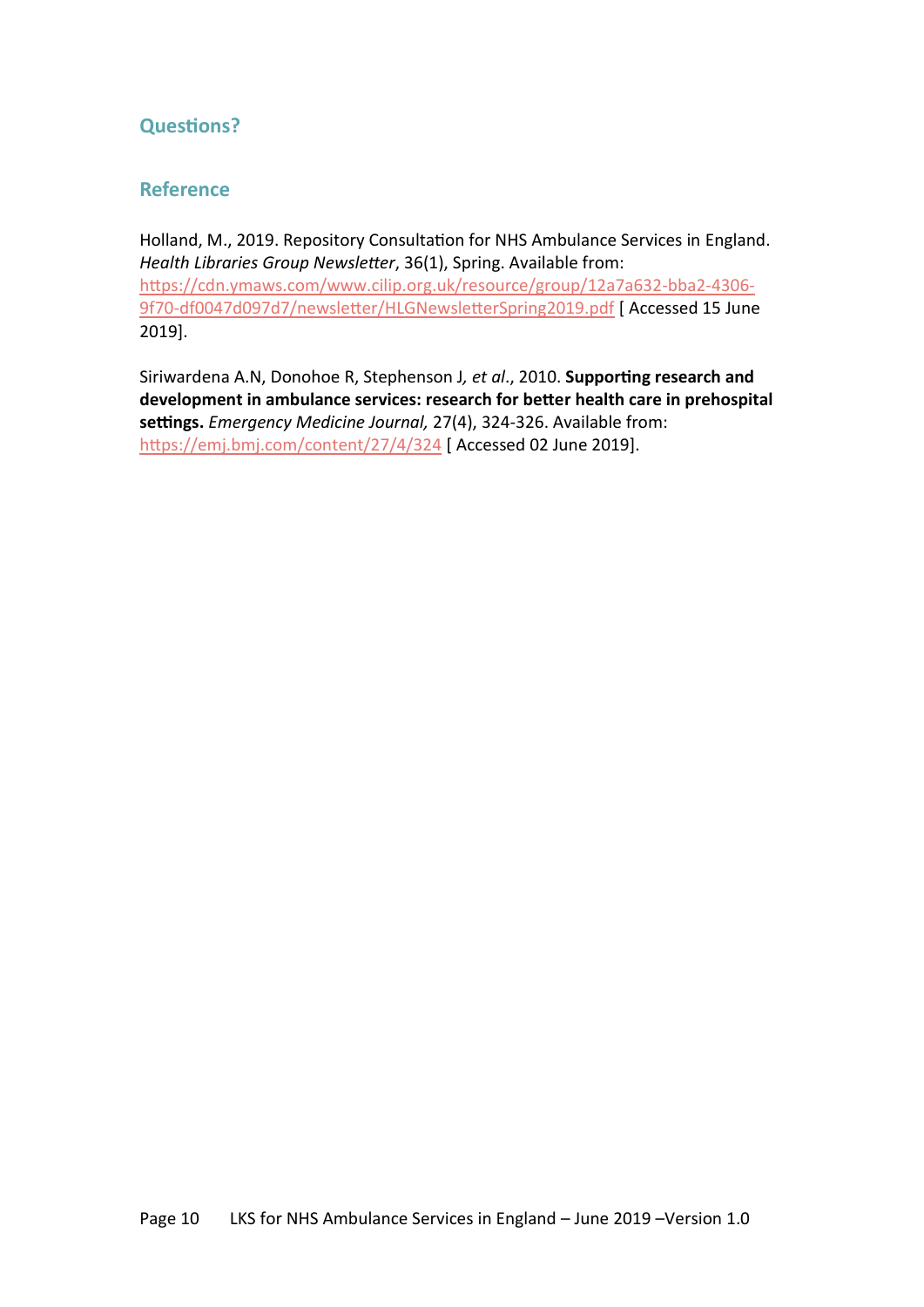## Questions?

## Reference

Holland, M., 2019. Repository Consultation for NHS Ambulance Services in England. *Health Libraries Group Newsletter*, 36(1), Spring. Available from: https://cdn.ymaws.com/www.cilip.org.uk/resource/group/12a7a632-bba2-4306-9f70-df0047d097d7/newsletter/HLGNewsletterSpring2019.pdf [ Accessed 15 June 2019].

Siriwardena A.N, Donohoe R, Stephenson J*, et al*., 2010. **Supporting research and development in ambulance services: research for better health care in prehospital settings.** *Emergency Medicine Journal,* 27(4), 324-326. Available from: https://emj.bmj.com/content/27/4/324 [ Accessed 02 June 2019].